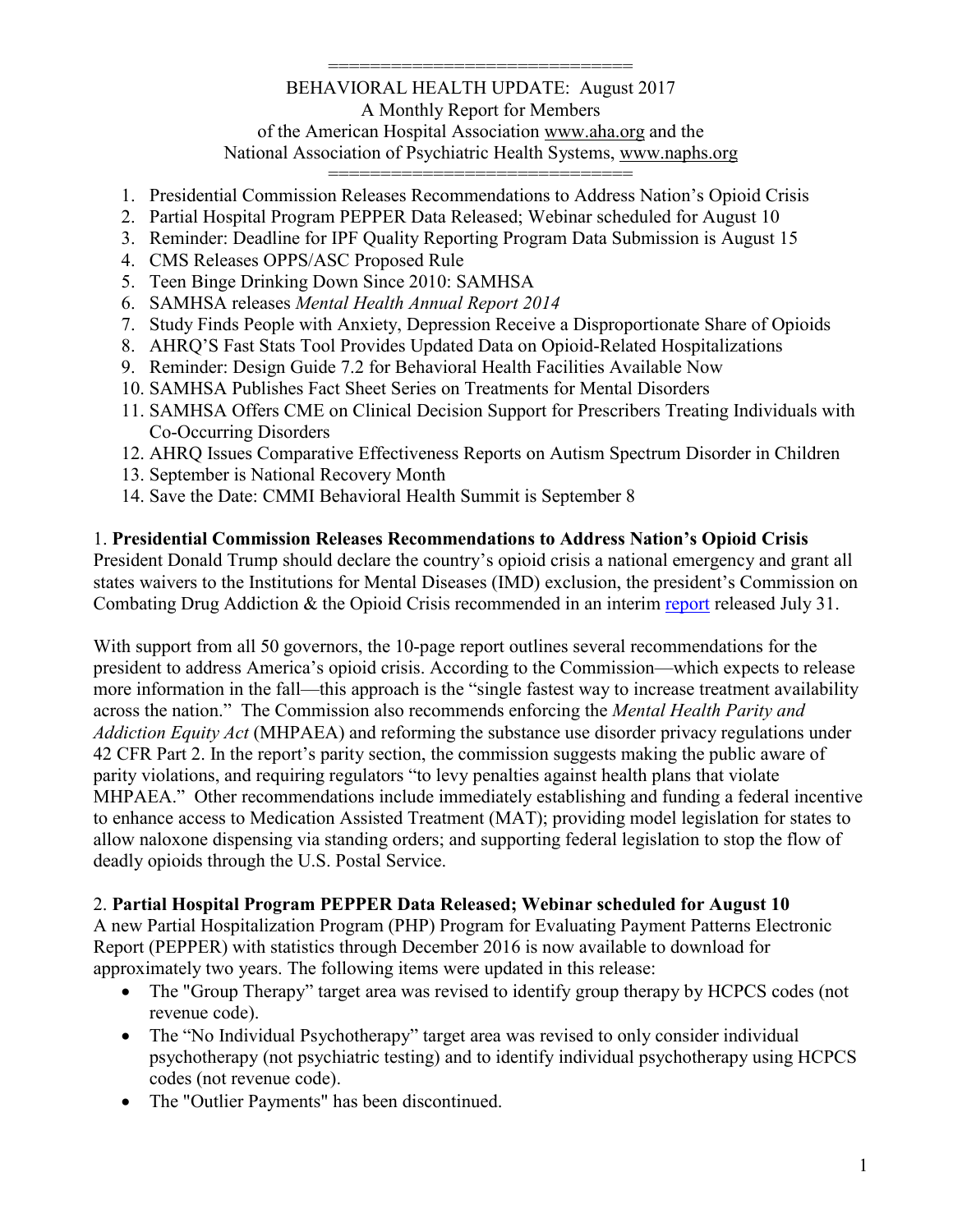============================

BEHAVIORAL HEALTH UPDATE: August 2017
A Monthly Report for Members
of the American Hospital Association www.aha.org and the
National Association of Psychiatric Health Systems, www.naphs.org

============================

1. Presidential Commission Releases Recommendations to Address Nation's Opioid Crisis
2. Partial Hospital Program PEPPER Data Released; Webinar scheduled for August 10
3. Reminder: Deadline for IPF Quality Reporting Program Data Submission is August 15
4. CMS Releases OPPS/ASC Proposed Rule
5. Teen Binge Drinking Down Since 2010: SAMHSA
6. SAMHSA releases *Mental Health Annual Report 2014*
7. Study Finds People with Anxiety, Depression Receive a Disproportionate Share of Opioids
8. AHRQ'S Fast Stats Tool Provides Updated Data on Opioid-Related Hospitalizations
9. Reminder: Design Guide 7.2 for Behavioral Health Facilities Available Now
10. SAMHSA Publishes Fact Sheet Series on Treatments for Mental Disorders
11. SAMHSA Offers CME on Clinical Decision Support for Prescribers Treating Individuals with Co-Occurring Disorders
12. AHRQ Issues Comparative Effectiveness Reports on Autism Spectrum Disorder in Children
13. September is National Recovery Month
14. Save the Date: CMMI Behavioral Health Summit is September 8

1. **Presidential Commission Releases Recommendations to Address Nation's Opioid Crisis**

President Donald Trump should declare the country's opioid crisis a national emergency and grant all states waivers to the Institutions for Mental Diseases (IMD) exclusion, the president's Commission on Combating Drug Addiction & the Opioid Crisis recommended in an interim report released July 31.

With support from all 50 governors, the 10-page report outlines several recommendations for the president to address America's opioid crisis. According to the Commission—which expects to release more information in the fall—this approach is the "single fastest way to increase treatment availability across the nation." The Commission also recommends enforcing the *Mental Health Parity and Addiction Equity Act* (MHPAEA) and reforming the substance use disorder privacy regulations under 42 CFR Part 2. In the report's parity section, the commission suggests making the public aware of parity violations, and requiring regulators "to levy penalties against health plans that violate MHPAEA." Other recommendations include immediately establishing and funding a federal incentive to enhance access to Medication Assisted Treatment (MAT); providing model legislation for states to allow naloxone dispensing via standing orders; and supporting federal legislation to stop the flow of deadly opioids through the U.S. Postal Service.

2. **Partial Hospital Program PEPPER Data Released; Webinar scheduled for August 10**

A new Partial Hospitalization Program (PHP) Program for Evaluating Payment Patterns Electronic Report (PEPPER) with statistics through December 2016 is now available to download for approximately two years. The following items were updated in this release:

- The "Group Therapy" target area was revised to identify group therapy by HCPCS codes (not revenue code).
- The "No Individual Psychotherapy" target area was revised to only consider individual psychotherapy (not psychiatric testing) and to identify individual psychotherapy using HCPCS codes (not revenue code).
- The "Outlier Payments" has been discontinued.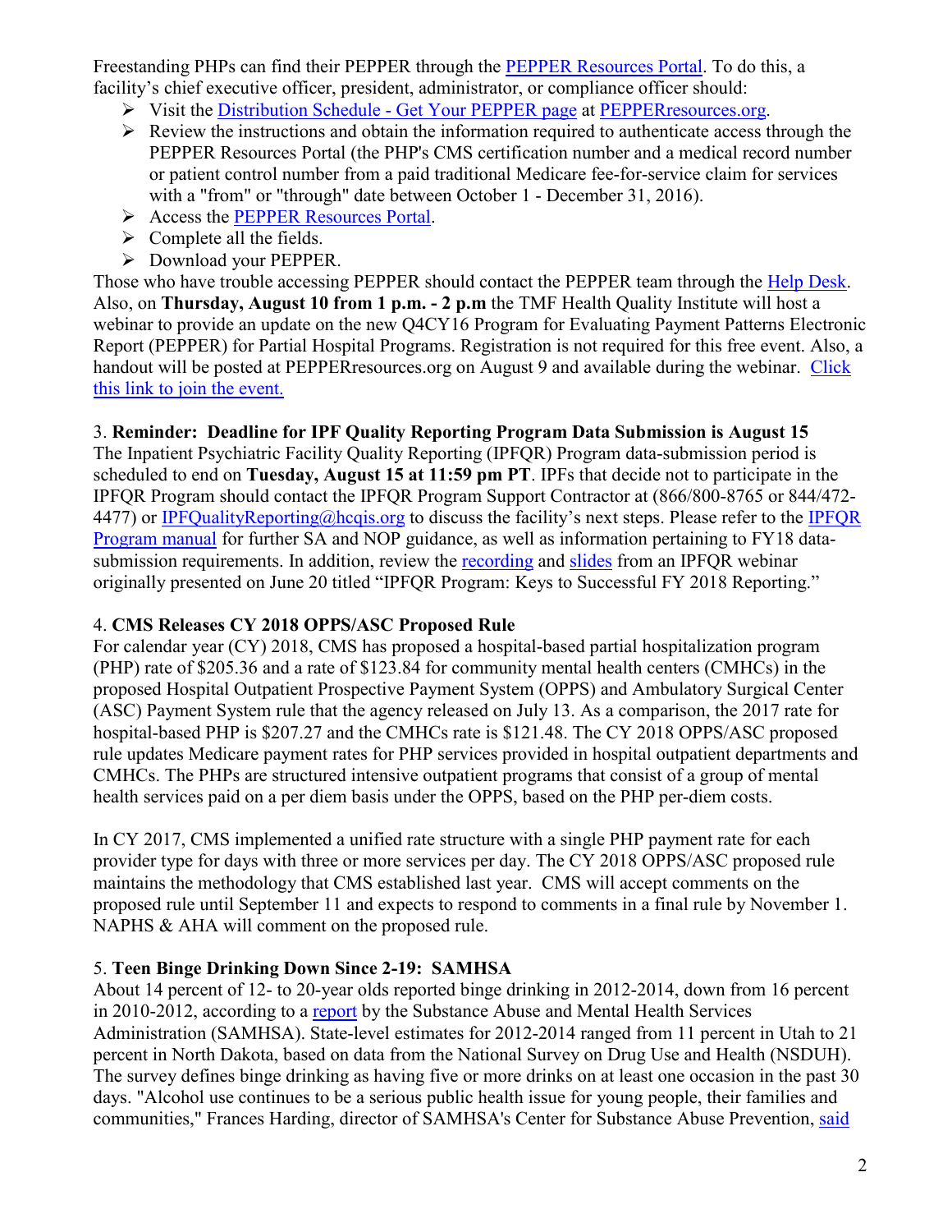Freestanding PHPs can find their PEPPER through the PEPPER Resources Portal. To do this, a facility's chief executive officer, president, administrator, or compliance officer should:

- Visit the Distribution Schedule - Get Your PEPPER page at PEPPERresources.org.
- Review the instructions and obtain the information required to authenticate access through the PEPPER Resources Portal (the PHP's CMS certification number and a medical record number or patient control number from a paid traditional Medicare fee-for-service claim for services with a "from" or "through" date between October 1 - December 31, 2016).
- Access the PEPPER Resources Portal.
- Complete all the fields.
- Download your PEPPER.

Those who have trouble accessing PEPPER should contact the PEPPER team through the Help Desk. Also, on **Thursday, August 10 from 1 p.m. - 2 p.m** the TMF Health Quality Institute will host a webinar to provide an update on the new Q4CY16 Program for Evaluating Payment Patterns Electronic Report (PEPPER) for Partial Hospital Programs. Registration is not required for this free event. Also, a handout will be posted at PEPPERresources.org on August 9 and available during the webinar. Click this link to join the event.

3. **Reminder: Deadline for IPF Quality Reporting Program Data Submission is August 15**

The Inpatient Psychiatric Facility Quality Reporting (IPFQR) Program data-submission period is scheduled to end on **Tuesday, August 15 at 11:59 pm PT**. IPFs that decide not to participate in the IPFQR Program should contact the IPFQR Program Support Contractor at (866/800-8765 or 844/472-4477) or IPFQualityReporting@hcqis.org to discuss the facility's next steps. Please refer to the IPFQR Program manual for further SA and NOP guidance, as well as information pertaining to FY18 data-submission requirements. In addition, review the recording and slides from an IPFQR webinar originally presented on June 20 titled "IPFQR Program: Keys to Successful FY 2018 Reporting."

4. **CMS Releases CY 2018 OPPS/ASC Proposed Rule**

For calendar year (CY) 2018, CMS has proposed a hospital-based partial hospitalization program (PHP) rate of $205.36 and a rate of $123.84 for community mental health centers (CMHCs) in the proposed Hospital Outpatient Prospective Payment System (OPPS) and Ambulatory Surgical Center (ASC) Payment System rule that the agency released on July 13. As a comparison, the 2017 rate for hospital-based PHP is $207.27 and the CMHCs rate is $121.48. The CY 2018 OPPS/ASC proposed rule updates Medicare payment rates for PHP services provided in hospital outpatient departments and CMHCs. The PHPs are structured intensive outpatient programs that consist of a group of mental health services paid on a per diem basis under the OPPS, based on the PHP per-diem costs.

In CY 2017, CMS implemented a unified rate structure with a single PHP payment rate for each provider type for days with three or more services per day. The CY 2018 OPPS/ASC proposed rule maintains the methodology that CMS established last year. CMS will accept comments on the proposed rule until September 11 and expects to respond to comments in a final rule by November 1. NAPHS & AHA will comment on the proposed rule.

5. **Teen Binge Drinking Down Since 2-19: SAMHSA**

About 14 percent of 12- to 20-year olds reported binge drinking in 2012-2014, down from 16 percent in 2010-2012, according to a report by the Substance Abuse and Mental Health Services Administration (SAMHSA). State-level estimates for 2012-2014 ranged from 11 percent in Utah to 21 percent in North Dakota, based on data from the National Survey on Drug Use and Health (NSDUH). The survey defines binge drinking as having five or more drinks on at least one occasion in the past 30 days. "Alcohol use continues to be a serious public health issue for young people, their families and communities," Frances Harding, director of SAMHSA's Center for Substance Abuse Prevention, said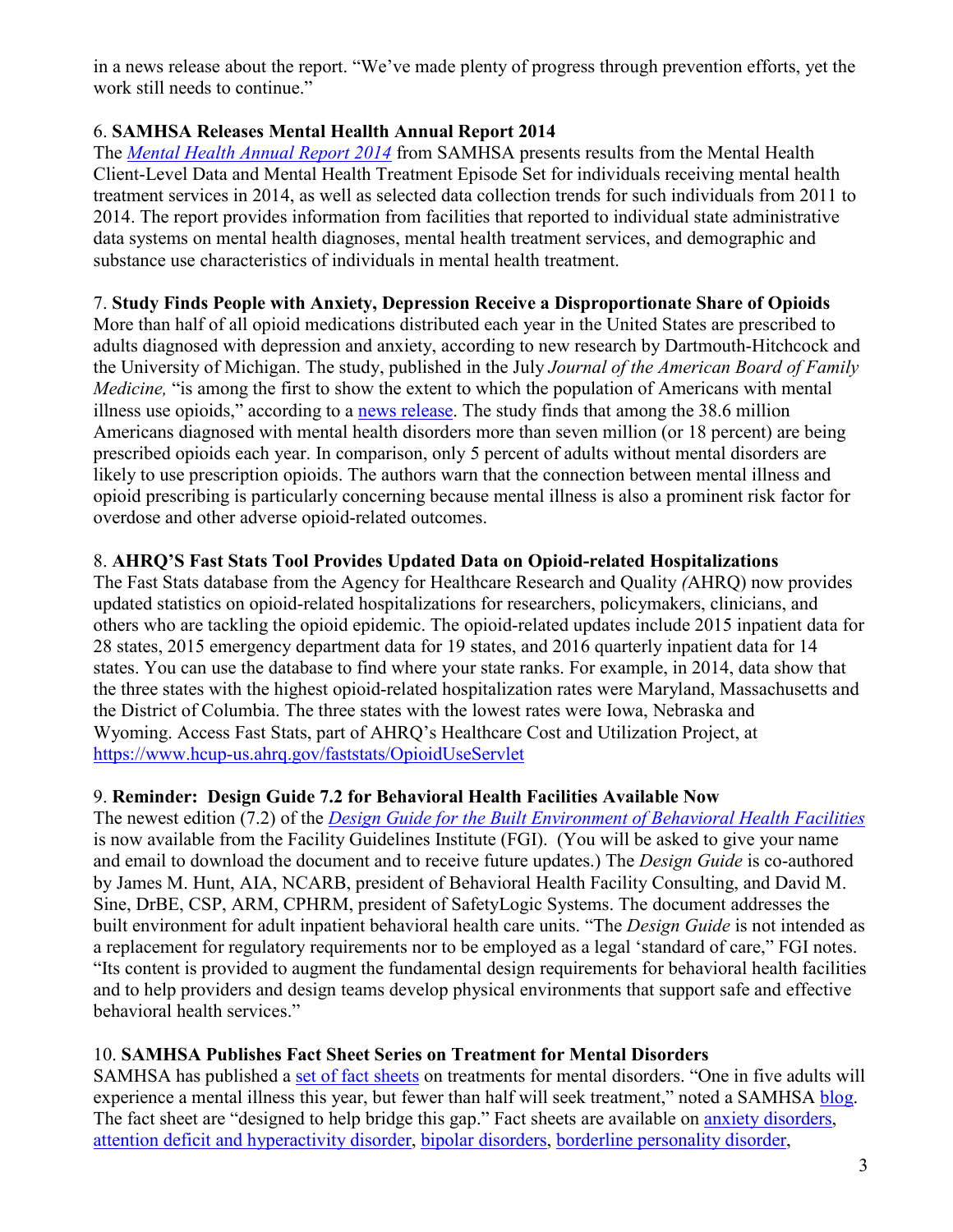in a news release about the report. "We've made plenty of progress through prevention efforts, yet the work still needs to continue."

6. **SAMHSA Releases Mental Heallth Annual Report 2014**
The *Mental Health Annual Report 2014* from SAMHSA presents results from the Mental Health Client-Level Data and Mental Health Treatment Episode Set for individuals receiving mental health treatment services in 2014, as well as selected data collection trends for such individuals from 2011 to 2014. The report provides information from facilities that reported to individual state administrative data systems on mental health diagnoses, mental health treatment services, and demographic and substance use characteristics of individuals in mental health treatment.

7. **Study Finds People with Anxiety, Depression Receive a Disproportionate Share of Opioids**
More than half of all opioid medications distributed each year in the United States are prescribed to adults diagnosed with depression and anxiety, according to new research by Dartmouth-Hitchcock and the University of Michigan. The study, published in the July *Journal of the American Board of Family Medicine,* "is among the first to show the extent to which the population of Americans with mental illness use opioids," according to a news release. The study finds that among the 38.6 million Americans diagnosed with mental health disorders more than seven million (or 18 percent) are being prescribed opioids each year. In comparison, only 5 percent of adults without mental disorders are likely to use prescription opioids. The authors warn that the connection between mental illness and opioid prescribing is particularly concerning because mental illness is also a prominent risk factor for overdose and other adverse opioid-related outcomes.

8. **AHRQ'S Fast Stats Tool Provides Updated Data on Opioid-related Hospitalizations**
The Fast Stats database from the Agency for Healthcare Research and Quality *(*AHRQ) now provides updated statistics on opioid-related hospitalizations for researchers, policymakers, clinicians, and others who are tackling the opioid epidemic. The opioid-related updates include 2015 inpatient data for 28 states, 2015 emergency department data for 19 states, and 2016 quarterly inpatient data for 14 states. You can use the database to find where your state ranks. For example, in 2014, data show that the three states with the highest opioid-related hospitalization rates were Maryland, Massachusetts and the District of Columbia. The three states with the lowest rates were Iowa, Nebraska and Wyoming. Access Fast Stats, part of AHRQ's Healthcare Cost and Utilization Project, at https://www.hcup-us.ahrq.gov/faststats/OpioidUseServlet

9. **Reminder: Design Guide 7.2 for Behavioral Health Facilities Available Now**
The newest edition (7.2) of the *Design Guide for the Built Environment of Behavioral Health Facilities* is now available from the Facility Guidelines Institute (FGI). (You will be asked to give your name and email to download the document and to receive future updates.) The *Design Guide* is co-authored by James M. Hunt, AIA, NCARB, president of Behavioral Health Facility Consulting, and David M. Sine, DrBE, CSP, ARM, CPHRM, president of SafetyLogic Systems. The document addresses the built environment for adult inpatient behavioral health care units. "The *Design Guide* is not intended as a replacement for regulatory requirements nor to be employed as a legal 'standard of care," FGI notes. "Its content is provided to augment the fundamental design requirements for behavioral health facilities and to help providers and design teams develop physical environments that support safe and effective behavioral health services."

10. **SAMHSA Publishes Fact Sheet Series on Treatment for Mental Disorders**
SAMHSA has published a set of fact sheets on treatments for mental disorders. "One in five adults will experience a mental illness this year, but fewer than half will seek treatment," noted a SAMHSA blog. The fact sheet are "designed to help bridge this gap." Fact sheets are available on anxiety disorders, attention deficit and hyperactivity disorder, bipolar disorders, borderline personality disorder,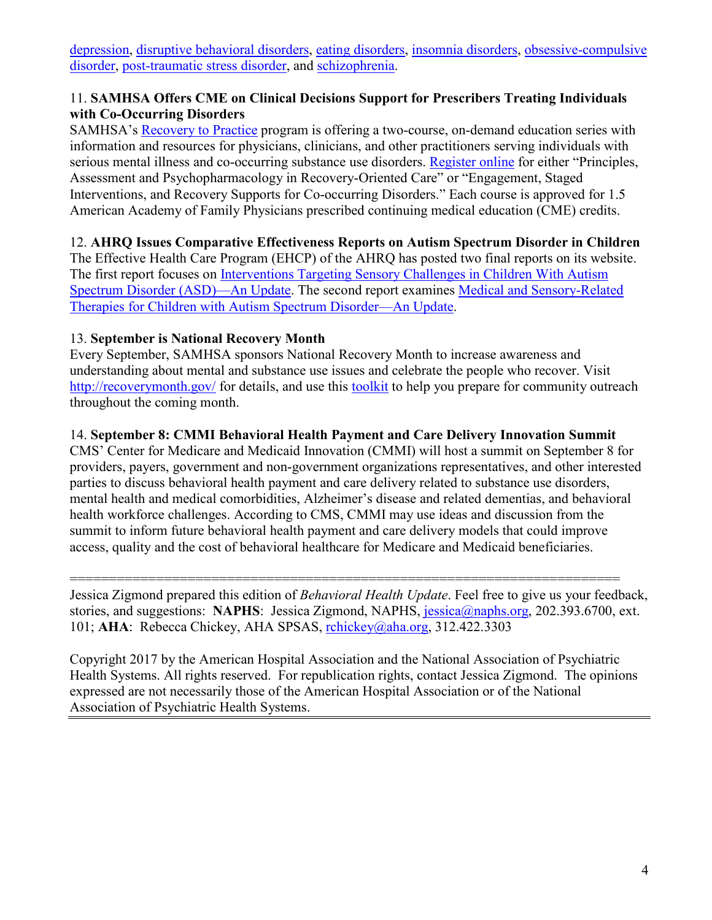depression, disruptive behavioral disorders, eating disorders, insomnia disorders, obsessive-compulsive disorder, post-traumatic stress disorder, and schizophrenia.

11. **SAMHSA Offers CME on Clinical Decisions Support for Prescribers Treating Individuals with Co-Occurring Disorders**

SAMHSA's Recovery to Practice program is offering a two-course, on-demand education series with information and resources for physicians, clinicians, and other practitioners serving individuals with serious mental illness and co-occurring substance use disorders. Register online for either "Principles, Assessment and Psychopharmacology in Recovery-Oriented Care" or "Engagement, Staged Interventions, and Recovery Supports for Co-occurring Disorders." Each course is approved for 1.5 American Academy of Family Physicians prescribed continuing medical education (CME) credits.

12. **AHRQ Issues Comparative Effectiveness Reports on Autism Spectrum Disorder in Children**

The Effective Health Care Program (EHCP) of the AHRQ has posted two final reports on its website. The first report focuses on Interventions Targeting Sensory Challenges in Children With Autism Spectrum Disorder (ASD)—An Update. The second report examines Medical and Sensory-Related Therapies for Children with Autism Spectrum Disorder—An Update.

13. **September is National Recovery Month**

Every September, SAMHSA sponsors National Recovery Month to increase awareness and understanding about mental and substance use issues and celebrate the people who recover. Visit http://recoverymonth.gov/ for details, and use this toolkit to help you prepare for community outreach throughout the coming month.

14. **September 8: CMMI Behavioral Health Payment and Care Delivery Innovation Summit**

CMS' Center for Medicare and Medicaid Innovation (CMMI) will host a summit on September 8 for providers, payers, government and non-government organizations representatives, and other interested parties to discuss behavioral health payment and care delivery related to substance use disorders, mental health and medical comorbidities, Alzheimer's disease and related dementias, and behavioral health workforce challenges. According to CMS, CMMI may use ideas and discussion from the summit to inform future behavioral health payment and care delivery models that could improve access, quality and the cost of behavioral healthcare for Medicare and Medicaid beneficiaries.

---

Jessica Zigmond prepared this edition of *Behavioral Health Update*. Feel free to give us your feedback, stories, and suggestions: **NAPHS**: Jessica Zigmond, NAPHS, jessica@naphs.org, 202.393.6700, ext. 101; **AHA**: Rebecca Chickey, AHA SPSAS, rchickey@aha.org, 312.422.3303

Copyright 2017 by the American Hospital Association and the National Association of Psychiatric Health Systems. All rights reserved. For republication rights, contact Jessica Zigmond. The opinions expressed are not necessarily those of the American Hospital Association or of the National Association of Psychiatric Health Systems.